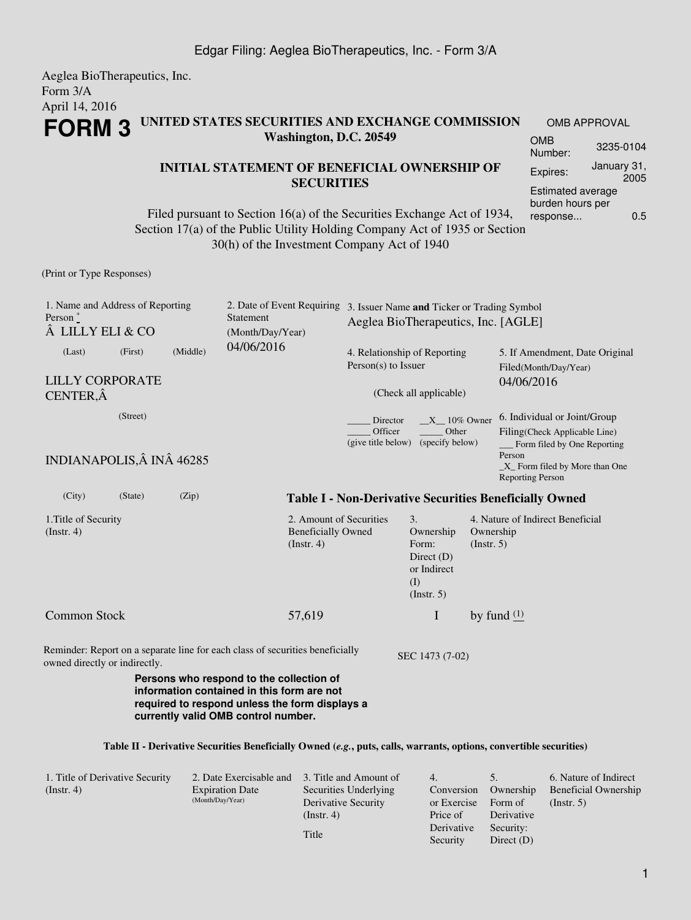Edgar Filing: Aeglea BioTherapeutics, Inc. - Form 3/A

Aeglea BioTherapeutics, Inc.
Form 3/A
April 14, 2016

# FORM 3

**UNITED STATES SECURITIES AND EXCHANGE COMMISSION**
**Washington, D.C. 20549**

| OMB APPROVAL | |
|---|---|
| OMB Number: | 3235-0104 |
| Expires: | January 31, 2005 |
| Estimated average burden hours per response... | 0.5 |

**INITIAL STATEMENT OF BENEFICIAL OWNERSHIP OF SECURITIES**

Filed pursuant to Section 16(a) of the Securities Exchange Act of 1934, Section 17(a) of the Public Utility Holding Company Act of 1935 or Section 30(h) of the Investment Company Act of 1940

(Print or Type Responses)

1. Name and Address of Reporting Person *
Â LILLY ELI & CO
(Last) (First) (Middle)

LILLY CORPORATE CENTER,Â
(Street)

INDIANAPOLIS,Â INÂ 46285
(City) (State) (Zip)

2. Date of Event Requiring Statement (Month/Day/Year)
04/06/2016

3. Issuer Name **and** Ticker or Trading Symbol
Aeglea BioTherapeutics, Inc. [AGLE]

4. Relationship of Reporting Person(s) to Issuer
(Check all applicable)
_____ Director __X__ 10% Owner
_____ Officer (give title below) _____ Other (specify below)

5. If Amendment, Date Original Filed(Month/Day/Year)
04/06/2016

6. Individual or Joint/Group Filing(Check Applicable Line)
___ Form filed by One Reporting Person
_X_ Form filed by More than One Reporting Person

**Table I - Non-Derivative Securities Beneficially Owned**

| 1.Title of Security (Instr. 4) | 2. Amount of Securities Beneficially Owned (Instr. 4) | 3. Ownership Form: Direct (D) or Indirect (I) (Instr. 5) | 4. Nature of Indirect Beneficial Ownership (Instr. 5) |
|---|---|---|---|
| Common Stock | 57,619 | I | by fund (1) |

Reminder: Report on a separate line for each class of securities beneficially owned directly or indirectly.

SEC 1473 (7-02)

**Persons who respond to the collection of information contained in this form are not required to respond unless the form displays a currently valid OMB control number.**

**Table II - Derivative Securities Beneficially Owned (*e.g.*, puts, calls, warrants, options, convertible securities)**

| 1. Title of Derivative Security (Instr. 4) | 2. Date Exercisable and Expiration Date (Month/Day/Year) | 3. Title and Amount of Securities Underlying Derivative Security (Instr. 4) | 4. Conversion or Exercise Price of Derivative Security | 5. Ownership Form of Derivative Security: Direct (D) | 6. Nature of Indirect Beneficial Ownership (Instr. 5) |
|---|---|---|---|---|---|
| | | Title | | | |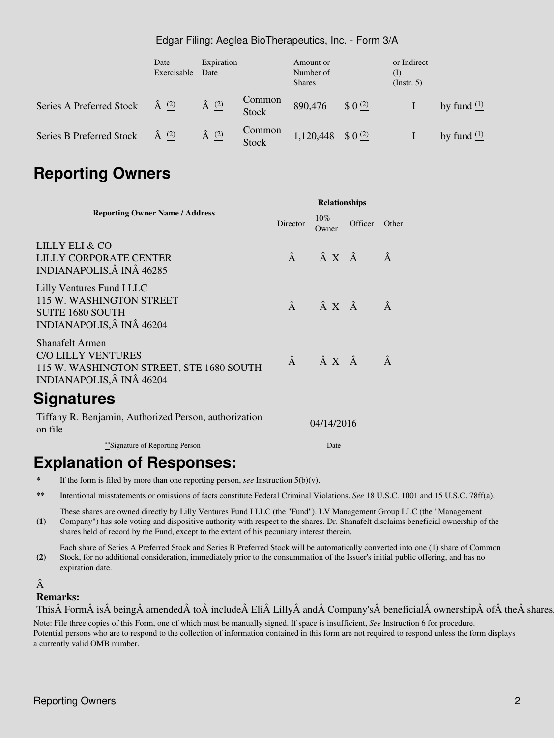| | Date Exercisable | Expiration Date | | Amount or Number of Shares | | or Indirect (I) (Instr. 5) | |
|---|---|---|---|---|---|---|---|
| Series A Preferred Stock | Â (2) | Â (2) | Common Stock | 890,476 | $ 0 (2) | I | by fund (1) |
| Series B Preferred Stock | Â (2) | Â (2) | Common Stock | 1,120,448 | $ 0 (2) | I | by fund (1) |

# Reporting Owners

| Reporting Owner Name / Address | Relationships | | | |
|---|---|---|---|---|
| | Director | 10% Owner | Officer | Other |
| LILLY ELI & CO<br>LILLY CORPORATE CENTER<br>INDIANAPOLIS, IN 46285 | | X | | |
| Lilly Ventures Fund I LLC<br>115 W. WASHINGTON STREET<br>SUITE 1680 SOUTH<br>INDIANAPOLIS, IN 46204 | | X | | |
| Shanafelt Armen<br>C/O LILLY VENTURES<br>115 W. WASHINGTON STREET, STE 1680 SOUTH<br>INDIANAPOLIS, IN 46204 | | X | | |

# Signatures

| | |
|---|---|
| Tiffany R. Benjamin, Authorized Person, authorization on file | 04/14/2016 |
| **Signature of Reporting Person | Date |

# Explanation of Responses:

\* If the form is filed by more than one reporting person, *see* Instruction 5(b)(v).

** Intentional misstatements or omissions of facts constitute Federal Criminal Violations. *See* 18 U.S.C. 1001 and 15 U.S.C. 78ff(a).

**(1)** These shares are owned directly by Lilly Ventures Fund I LLC (the "Fund"). LV Management Group LLC (the "Management Company") has sole voting and dispositive authority with respect to the shares. Dr. Shanafelt disclaims beneficial ownership of the shares held of record by the Fund, except to the extent of his pecuniary interest therein.

**(2)** Each share of Series A Preferred Stock and Series B Preferred Stock will be automatically converted into one (1) share of Common Stock, for no additional consideration, immediately prior to the consummation of the Issuer's initial public offering, and has no expiration date.

**Remarks:**

This Form is being amended to include Eli Lilly and Company's beneficial ownership of the shares.

Note: File three copies of this Form, one of which must be manually signed. If space is insufficient, *See* Instruction 6 for procedure.
Potential persons who are to respond to the collection of information contained in this form are not required to respond unless the form displays a currently valid OMB number.